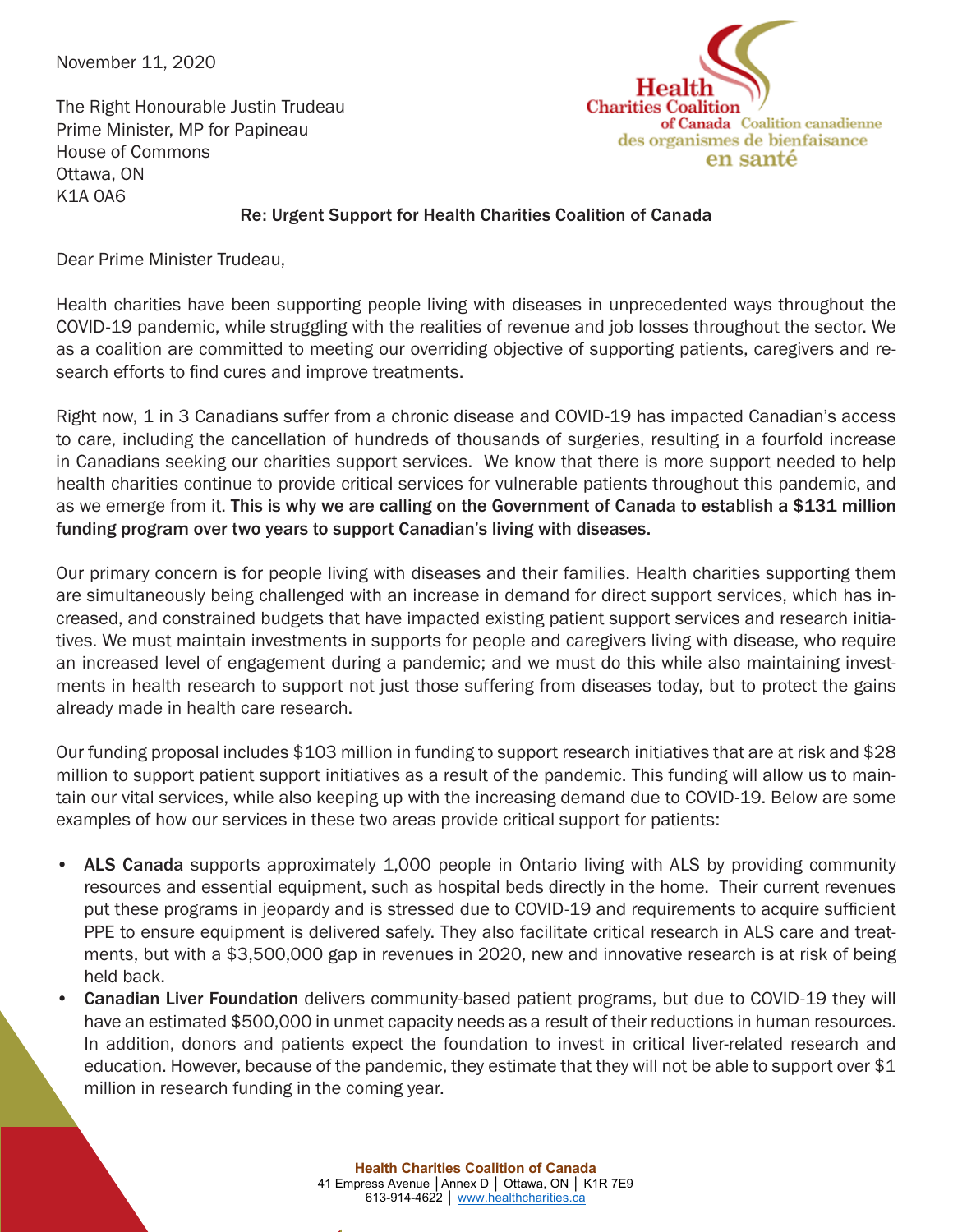November 11, 2020

The Right Honourable Justin Trudeau
Prime Minister, MP for Papineau
House of Commons
Ottawa, ON
K1A 0A6

Health Charities Coalition of Canada Coalition canadienne des organismes de bienfaisance en santé

Re: Urgent Support for Health Charities Coalition of Canada

Dear Prime Minister Trudeau,

Health charities have been supporting people living with diseases in unprecedented ways throughout the COVID-19 pandemic, while struggling with the realities of revenue and job losses throughout the sector. We as a coalition are committed to meeting our overriding objective of supporting patients, caregivers and research efforts to find cures and improve treatments.

Right now, 1 in 3 Canadians suffer from a chronic disease and COVID-19 has impacted Canadian's access to care, including the cancellation of hundreds of thousands of surgeries, resulting in a fourfold increase in Canadians seeking our charities support services. We know that there is more support needed to help health charities continue to provide critical services for vulnerable patients throughout this pandemic, and as we emerge from it. **This is why we are calling on the Government of Canada to establish a $131 million funding program over two years to support Canadian's living with diseases.**

Our primary concern is for people living with diseases and their families. Health charities supporting them are simultaneously being challenged with an increase in demand for direct support services, which has increased, and constrained budgets that have impacted existing patient support services and research initiatives. We must maintain investments in supports for people and caregivers living with disease, who require an increased level of engagement during a pandemic; and we must do this while also maintaining investments in health research to support not just those suffering from diseases today, but to protect the gains already made in health care research.

Our funding proposal includes $103 million in funding to support research initiatives that are at risk and $28 million to support patient support initiatives as a result of the pandemic. This funding will allow us to maintain our vital services, while also keeping up with the increasing demand due to COVID-19. Below are some examples of how our services in these two areas provide critical support for patients:

- **ALS Canada** supports approximately 1,000 people in Ontario living with ALS by providing community resources and essential equipment, such as hospital beds directly in the home. Their current revenues put these programs in jeopardy and is stressed due to COVID-19 and requirements to acquire sufficient PPE to ensure equipment is delivered safely. They also facilitate critical research in ALS care and treatments, but with a $3,500,000 gap in revenues in 2020, new and innovative research is at risk of being held back.
- **Canadian Liver Foundation** delivers community-based patient programs, but due to COVID-19 they will have an estimated $500,000 in unmet capacity needs as a result of their reductions in human resources. In addition, donors and patients expect the foundation to invest in critical liver-related research and education. However, because of the pandemic, they estimate that they will not be able to support over $1 million in research funding in the coming year.

**Health Charities Coalition of Canada**
41 Empress Avenue | Annex D | Ottawa, ON | K1R 7E9
613-914-4622 | www.healthcharities.ca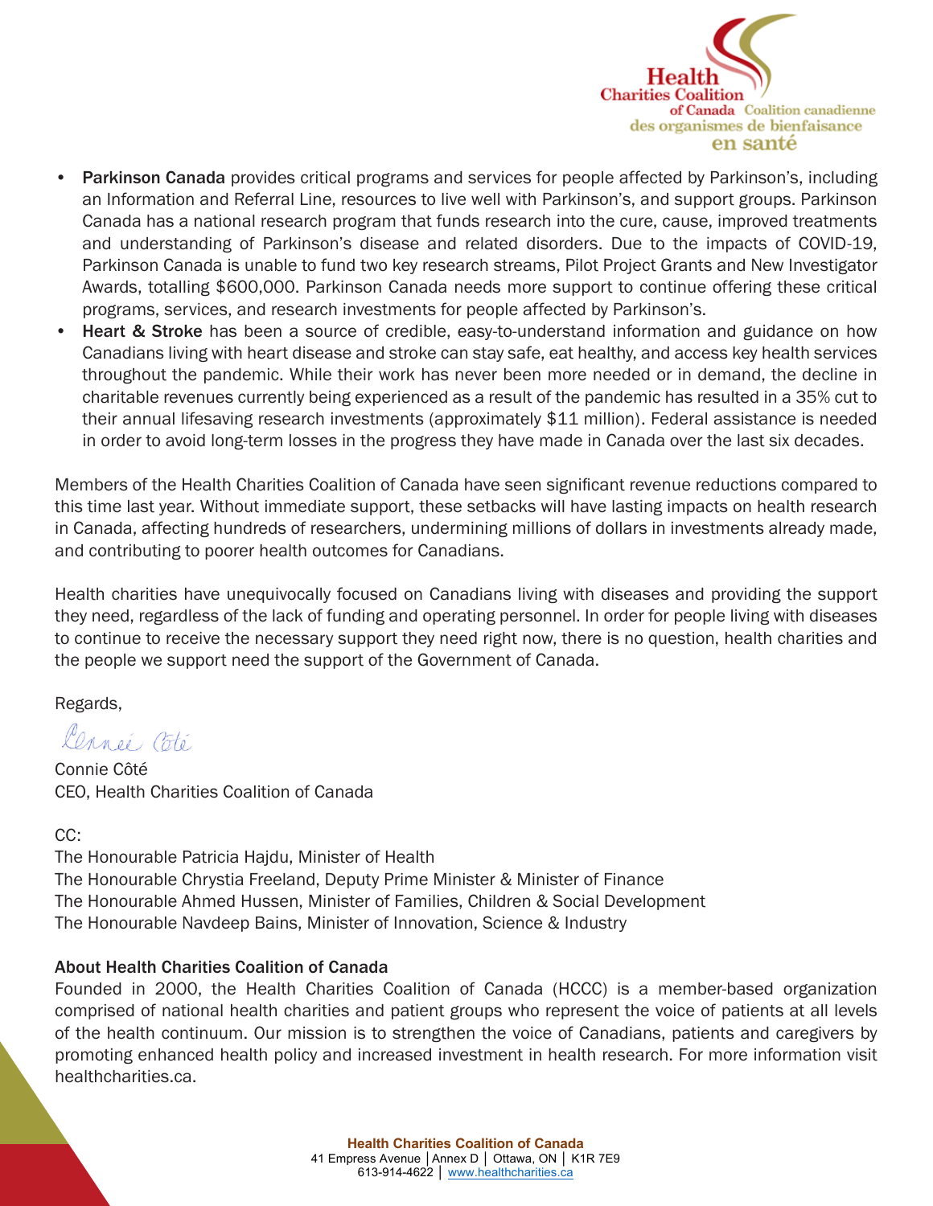- **Parkinson Canada** provides critical programs and services for people affected by Parkinson's, including an Information and Referral Line, resources to live well with Parkinson's, and support groups. Parkinson Canada has a national research program that funds research into the cure, cause, improved treatments and understanding of Parkinson's disease and related disorders. Due to the impacts of COVID-19, Parkinson Canada is unable to fund two key research streams, Pilot Project Grants and New Investigator Awards, totalling $600,000. Parkinson Canada needs more support to continue offering these critical programs, services, and research investments for people affected by Parkinson's.
- **Heart & Stroke** has been a source of credible, easy-to-understand information and guidance on how Canadians living with heart disease and stroke can stay safe, eat healthy, and access key health services throughout the pandemic. While their work has never been more needed or in demand, the decline in charitable revenues currently being experienced as a result of the pandemic has resulted in a 35% cut to their annual lifesaving research investments (approximately $11 million). Federal assistance is needed in order to avoid long-term losses in the progress they have made in Canada over the last six decades.

Members of the Health Charities Coalition of Canada have seen significant revenue reductions compared to this time last year. Without immediate support, these setbacks will have lasting impacts on health research in Canada, affecting hundreds of researchers, undermining millions of dollars in investments already made, and contributing to poorer health outcomes for Canadians.

Health charities have unequivocally focused on Canadians living with diseases and providing the support they need, regardless of the lack of funding and operating personnel. In order for people living with diseases to continue to receive the necessary support they need right now, there is no question, health charities and the people we support need the support of the Government of Canada.

Regards,

Connie Côté
CEO, Health Charities Coalition of Canada

CC:
The Honourable Patricia Hajdu, Minister of Health
The Honourable Chrystia Freeland, Deputy Prime Minister & Minister of Finance
The Honourable Ahmed Hussen, Minister of Families, Children & Social Development
The Honourable Navdeep Bains, Minister of Innovation, Science & Industry

**About Health Charities Coalition of Canada**

Founded in 2000, the Health Charities Coalition of Canada (HCCC) is a member-based organization comprised of national health charities and patient groups who represent the voice of patients at all levels of the health continuum. Our mission is to strengthen the voice of Canadians, patients and caregivers by promoting enhanced health policy and increased investment in health research. For more information visit healthcharities.ca.